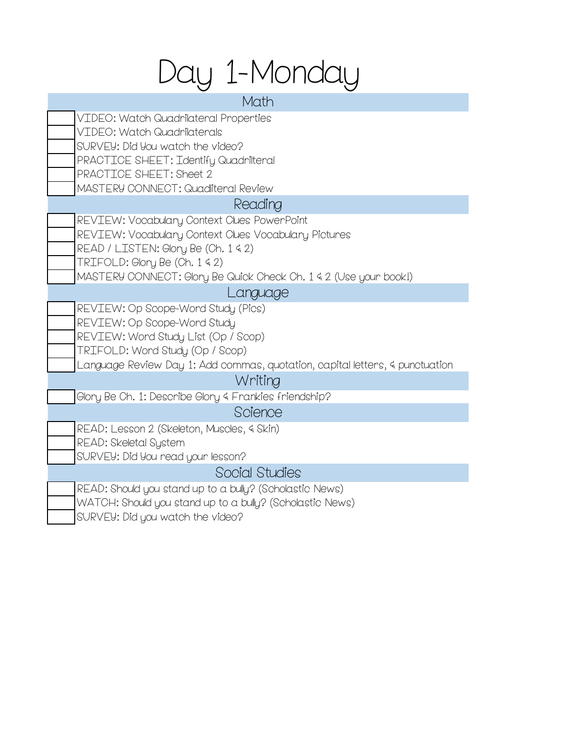# Day 1-Monday

## Math

- [ ] VIDEO: Watch Quadrilateral Properties
- [ ] VIDEO: Watch Quadrilaterals
- [ ] SURVEY: Did You watch the video?
- [ ] PRACTICE SHEET: Identify Quadriteral
- [ ] PRACTICE SHEET: Sheet 2
- [ ] MASTERY CONNECT: Quaditeral Review

## Reading

- [ ] REVIEW: Vocabulary Context Clues PowerPoint
- [ ] REVIEW: Vocabulary Context Clues Vocabulary Pictures
- [ ] READ / LISTEN: Glory Be (Ch. 1 & 2)
- [ ] TRIFOLD: Glory Be (Ch. 1 & 2)
- [ ] MASTERY CONNECT: Glory Be Quick Check Ch. 1 & 2 (Use your book!)

## Language

- [ ] REVIEW: Op Scope-Word Study (Pics)
- [ ] REVIEW: Op Scope-Word Study
- [ ] REVIEW: Word Study List (Op / Scop)
- [ ] TRIFOLD: Word Study (Op / Scop)
- [ ] Language Review Day 1: Add commas, quotation, capital letters, & punctuation

## Writing

- [ ] Glory Be Ch. 1: Describe Glory & Frankies friendship?

## Science

- [ ] READ: Lesson 2 (Skeleton, Muscles, & Skin)
- [ ] READ: Skeletal System
- [ ] SURVEY: Did You read your lesson?

## Social Studies

- [ ] READ: Should you stand up to a bully? (Scholastic News)
- [ ] WATCH: Should you stand up to a bully? (Scholastic News)
- [ ] SURVEY: Did you watch the video?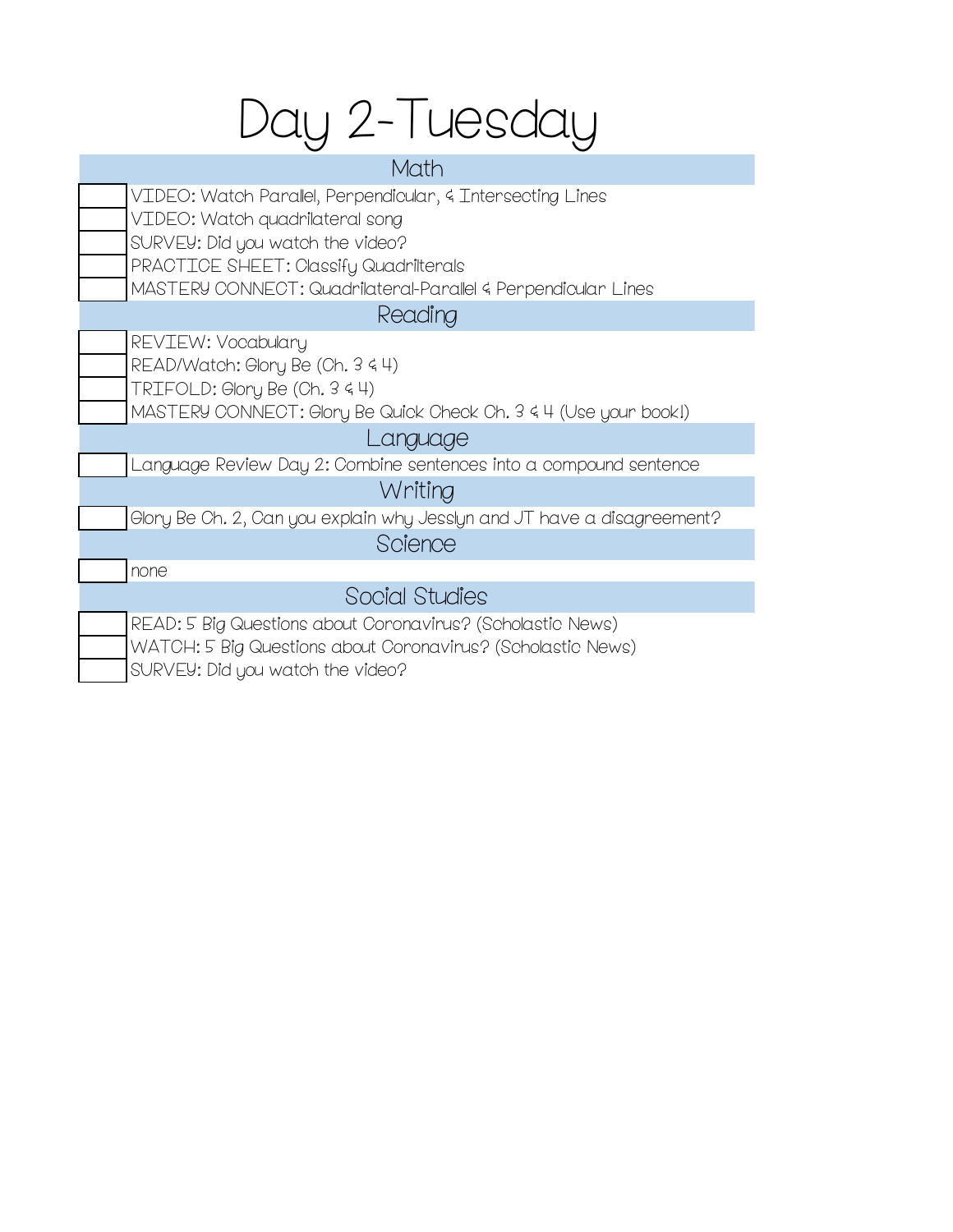# Day 2-Tuesday

## Math

- [ ] VIDEO: Watch Parallel, Perpendicular, & Intersecting Lines
- [ ] VIDEO: Watch quadrilateral song
- [ ] SURVEY: Did you watch the video?
- [ ] PRACTICE SHEET: Classify Quadrilterals
- [ ] MASTERY CONNECT: Quadrilateral-Parallel & Perpendicular Lines

## Reading

- [ ] REVIEW: Vocabulary
- [ ] READ/Watch: Glory Be (Ch. 3 & 4)
- [ ] TRIFOLD: Glory Be (Ch. 3 & 4)
- [ ] MASTERY CONNECT: Glory Be Quick Check Ch. 3 & 4 (Use your book!)

## Language

- [ ] Language Review Day 2: Combine sentences into a compound sentence

## Writing

- [ ] Glory Be Ch. 2, Can you explain why Jesslyn and JT have a disagreement?

## Science

- [ ] none

## Social Studies

- [ ] READ: 5 Big Questions about Coronavirus? (Scholastic News)
- [ ] WATCH: 5 Big Questions about Coronavirus? (Scholastic News)
- [ ] SURVEY: Did you watch the video?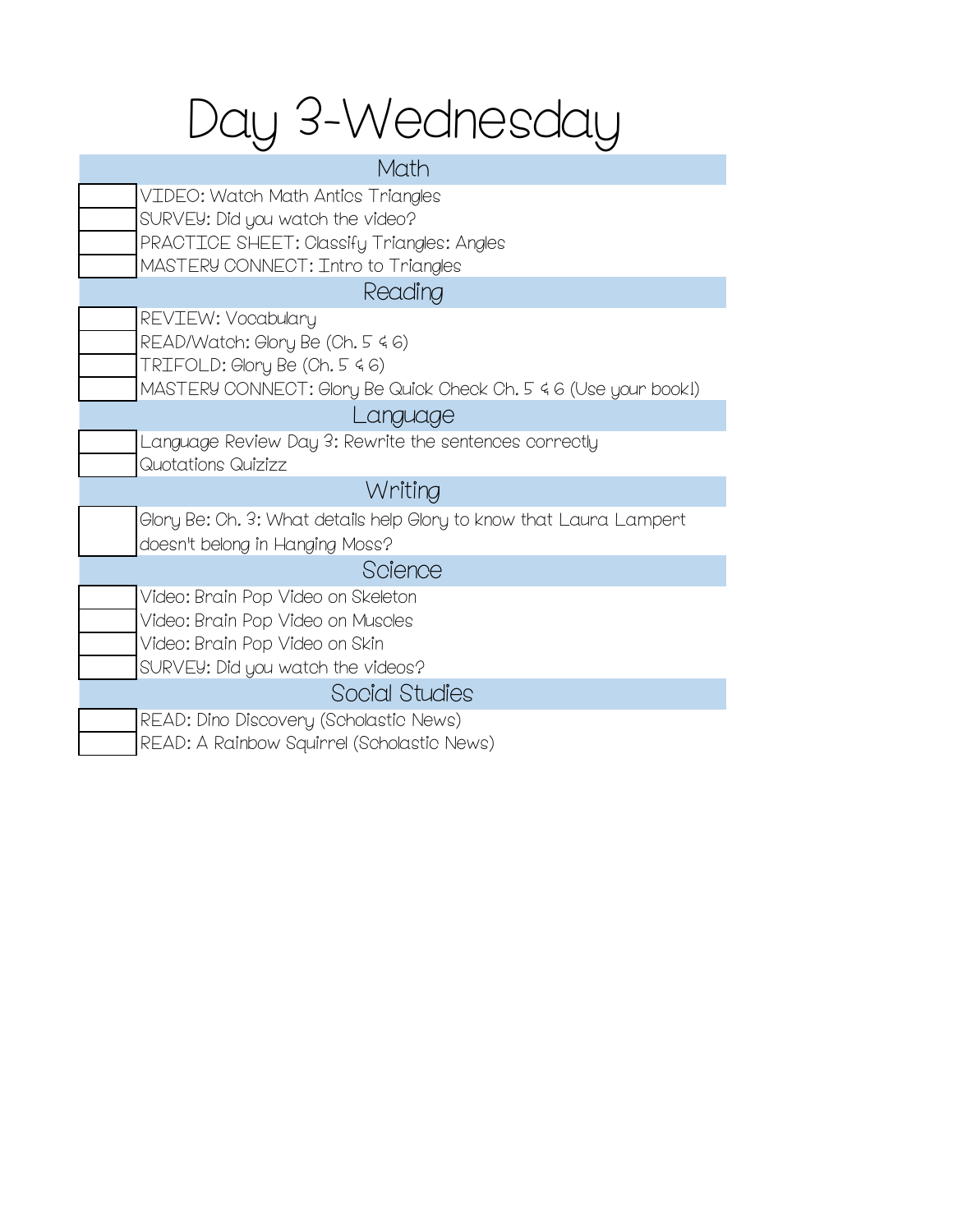# Day 3-Wednesday

| | Math |
|---|---|
| | VIDEO: Watch Math Antics Triangles |
| | SURVEY: Did you watch the video? |
| | PRACTICE SHEET: Classify Triangles: Angles |
| | MASTERY CONNECT: Intro to Triangles |
| | **Reading** |
| | REVIEW: Vocabulary |
| | READ/Watch: Glory Be (Ch. 5 & 6) |
| | TRIFOLD: Glory Be (Ch. 5 & 6) |
| | MASTERY CONNECT: Glory Be Quick Check Ch. 5 & 6 (Use your book!) |
| | **Language** |
| | Language Review Day 3: Rewrite the sentences correctly |
| | Quotations Quizizz |
| | **Writing** |
| | Glory Be: Ch. 3: What details help Glory to know that Laura Lampert doesn't belong in Hanging Moss? |
| | **Science** |
| | Video: Brain Pop Video on Skeleton |
| | Video: Brain Pop Video on Muscles |
| | Video: Brain Pop Video on Skin |
| | SURVEY: Did you watch the videos? |
| | **Social Studies** |
| | READ: Dino Discovery (Scholastic News) |
| | READ: A Rainbow Squirrel (Scholastic News) |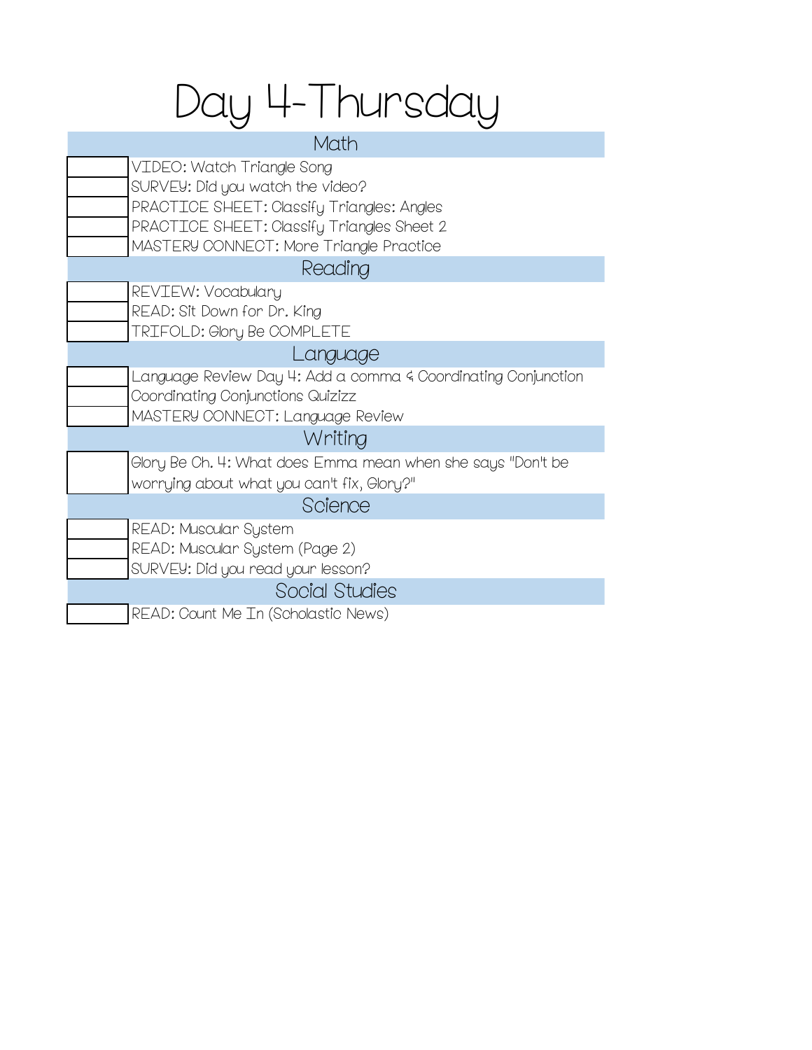# Day 4-Thursday

| | Math |
|---|---|
| | VIDEO: Watch Triangle Song |
| | SURVEY: Did you watch the video? |
| | PRACTICE SHEET: Classify Triangles: Angles |
| | PRACTICE SHEET: Classify Triangles Sheet 2 |
| | MASTERY CONNECT: More Triangle Practice |
| | **Reading** |
| | REVIEW: Vocabulary |
| | READ: Sit Down for Dr. King |
| | TRIFOLD: Glory Be COMPLETE |
| | **Language** |
| | Language Review Day 4: Add a comma & Coordinating Conjunction |
| | Coordinating Conjunctions Quizizz |
| | MASTERY CONNECT: Language Review |
| | **Writing** |
| | Glory Be Ch. 4: What does Emma mean when she says "Don't be worrying about what you can't fix, Glory?" |
| | **Science** |
| | READ: Muscular System |
| | READ: Muscular System (Page 2) |
| | SURVEY: Did you read your lesson? |
| | **Social Studies** |
| | READ: Count Me In (Scholastic News) |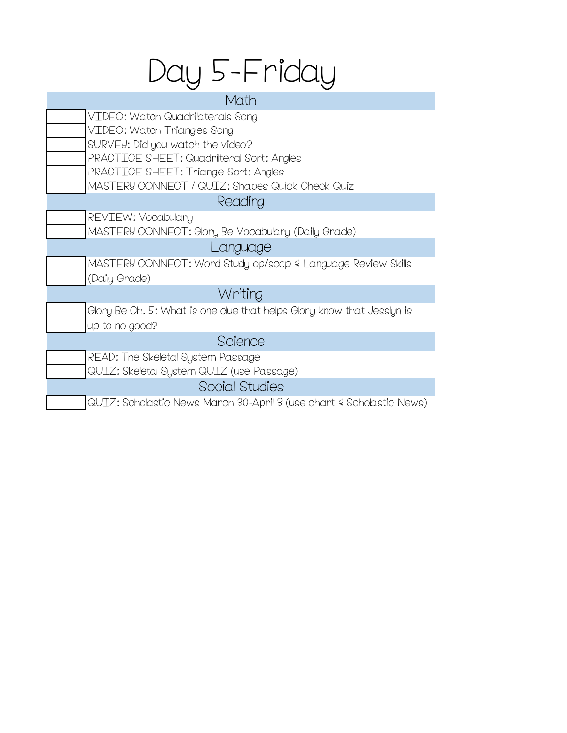# Day 5-Friday

| | |
|---|---|
| **Math** | |
| ☐ | VIDEO: Watch Quadrilaterals Song |
| ☐ | VIDEO: Watch Triangles Song |
| ☐ | SURVEY: Did you watch the video? |
| ☐ | PRACTICE SHEET: Quadrilteral Sort: Angles |
| ☐ | PRACTICE SHEET: Triangle Sort: Angles |
| ☐ | MASTERY CONNECT / QUIZ: Shapes Quick Check Quiz |
| **Reading** | |
| ☐ | REVIEW: Vocabulary |
| ☐ | MASTERY CONNECT: Glory Be Vocabulary (Daily Grade) |
| **Language** | |
| ☐ | MASTERY CONNECT: Word Study op/scop & Language Review Skills (Daily Grade) |
| **Writing** | |
| ☐ | Glory Be Ch. 5: What is one clue that helps Glory know that Jesslyn is up to no good? |
| **Science** | |
| ☐ | READ: The Skeletal System Passage |
| ☐ | QUIZ: Skeletal System QUIZ (use Passage) |
| **Social Studies** | |
| ☐ | QUIZ: Scholastic News March 30-April 3 (use chart & Scholastic News) |